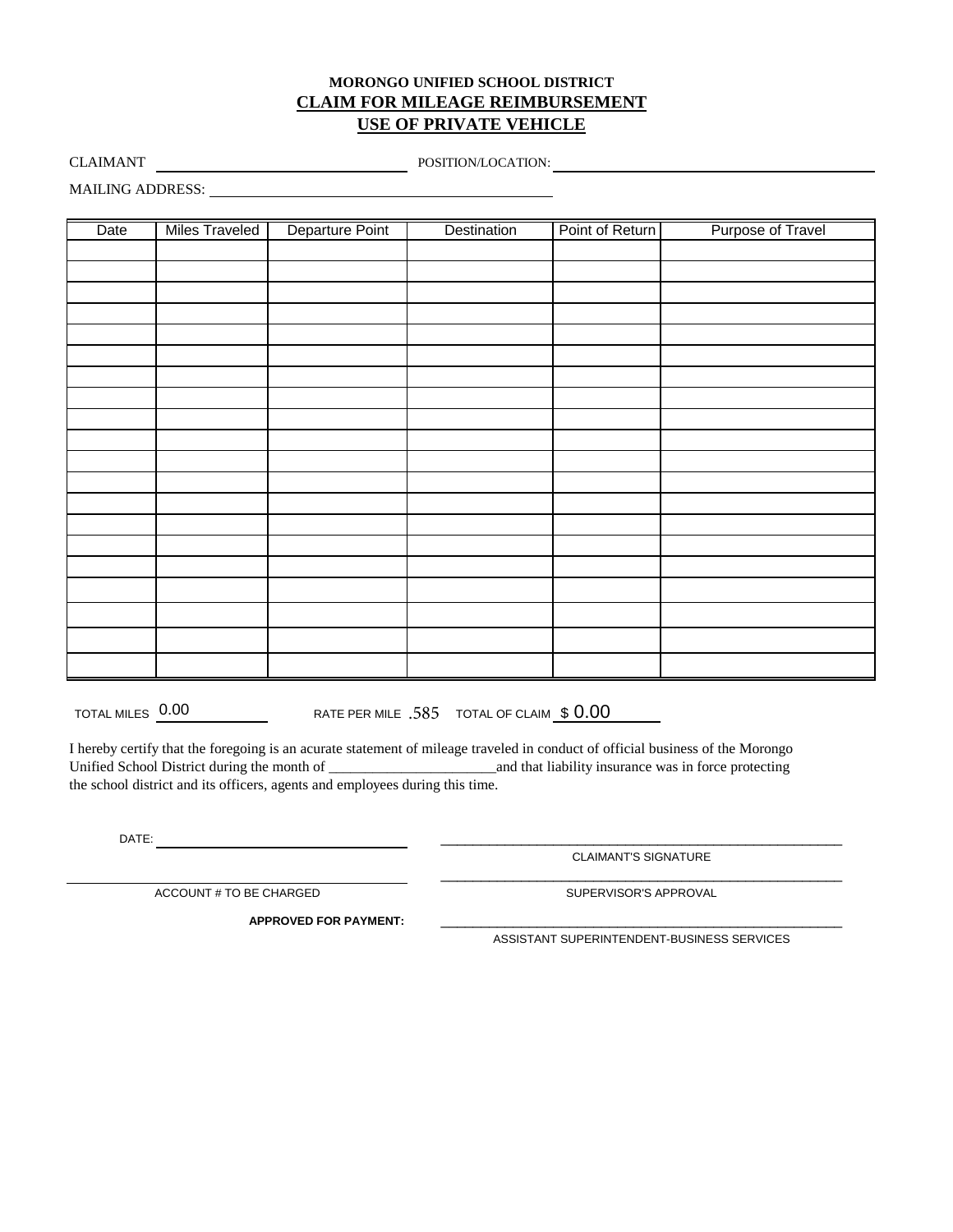**MORONGO UNIFIED SCHOOL DISTRICT**

**CLAIM FOR MILEAGE REIMBURSEMENT**

**USE OF PRIVATE VEHICLE**

CLAIMANT ______________________ POSITION/LOCATION: ______________________

MAILING ADDRESS: ______________________

| Date | Miles Traveled | Departure Point | Destination | Point of Return | Purpose of Travel |
|---|---|---|---|---|---|
| | | | | | |
| | | | | | |
| | | | | | |
| | | | | | |
| | | | | | |
| | | | | | |
| | | | | | |
| | | | | | |
| | | | | | |
| | | | | | |
| | | | | | |
| | | | | | |
| | | | | | |
| | | | | | |
| | | | | | |
| | | | | | |
| | | | | | |
| | | | | | |
| | | | | | |
| | | | | | |

TOTAL MILES 0.00 RATE PER MILE .585 TOTAL OF CLAIM $ 0.00

I hereby certify that the foregoing is an acurate statement of mileage traveled in conduct of official business of the Morongo Unified School District during the month of _______________________and that liability insurance was in force protecting the school district and its officers, agents and employees during this time.

DATE: ______________________

______________________
CLAIMANT'S SIGNATURE

______________________
ACCOUNT # TO BE CHARGED

______________________
SUPERVISOR'S APPROVAL

**APPROVED FOR PAYMENT:**

______________________
ASSISTANT SUPERINTENDENT-BUSINESS SERVICES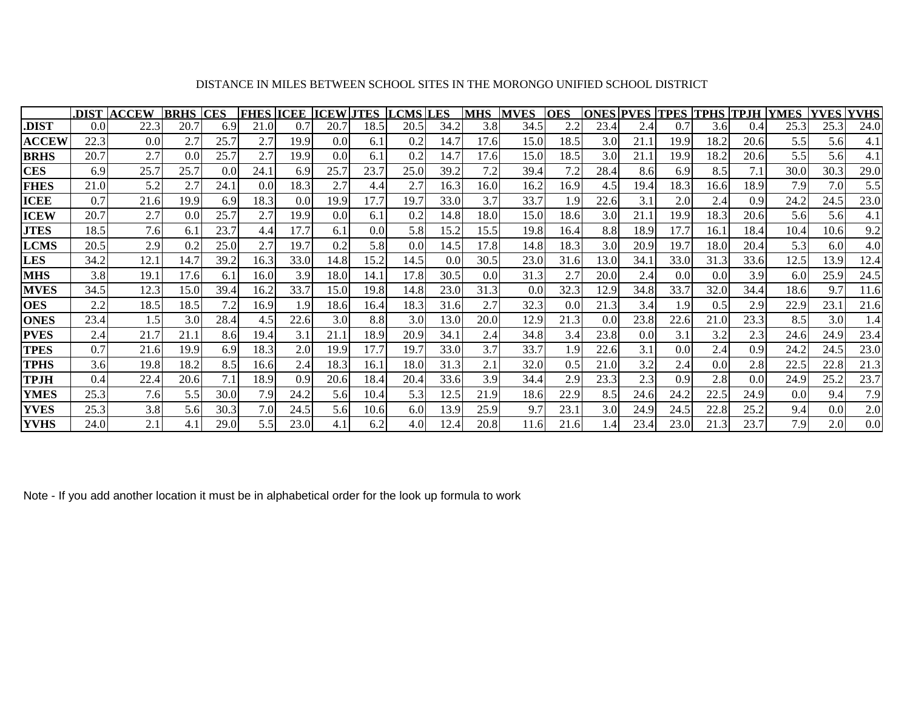DISTANCE IN MILES BETWEEN SCHOOL SITES IN THE MORONGO UNIFIED SCHOOL DISTRICT

| | .DIST | ACCEW | BRHS | CES | FHES | ICEE | ICEW | JTES | LCMS | LES | MHS | MVES | OES | ONES | PVES | TPES | TPHS | TPJH | YMES | YVES | YVHS |
|---|---|---|---|---|---|---|---|---|---|---|---|---|---|---|---|---|---|---|---|---|---|
| **.DIST** | 0.0 | 22.3 | 20.7 | 6.9 | 21.0 | 0.7 | 20.7 | 18.5 | 20.5 | 34.2 | 3.8 | 34.5 | 2.2 | 23.4 | 2.4 | 0.7 | 3.6 | 0.4 | 25.3 | 25.3 | 24.0 |
| **ACCEW** | 22.3 | 0.0 | 2.7 | 25.7 | 2.7 | 19.9 | 0.0 | 6.1 | 0.2 | 14.7 | 17.6 | 15.0 | 18.5 | 3.0 | 21.1 | 19.9 | 18.2 | 20.6 | 5.5 | 5.6 | 4.1 |
| **BRHS** | 20.7 | 2.7 | 0.0 | 25.7 | 2.7 | 19.9 | 0.0 | 6.1 | 0.2 | 14.7 | 17.6 | 15.0 | 18.5 | 3.0 | 21.1 | 19.9 | 18.2 | 20.6 | 5.5 | 5.6 | 4.1 |
| **CES** | 6.9 | 25.7 | 25.7 | 0.0 | 24.1 | 6.9 | 25.7 | 23.7 | 25.0 | 39.2 | 7.2 | 39.4 | 7.2 | 28.4 | 8.6 | 6.9 | 8.5 | 7.1 | 30.0 | 30.3 | 29.0 |
| **FHES** | 21.0 | 5.2 | 2.7 | 24.1 | 0.0 | 18.3 | 2.7 | 4.4 | 2.7 | 16.3 | 16.0 | 16.2 | 16.9 | 4.5 | 19.4 | 18.3 | 16.6 | 18.9 | 7.9 | 7.0 | 5.5 |
| **ICEE** | 0.7 | 21.6 | 19.9 | 6.9 | 18.3 | 0.0 | 19.9 | 17.7 | 19.7 | 33.0 | 3.7 | 33.7 | 1.9 | 22.6 | 3.1 | 2.0 | 2.4 | 0.9 | 24.2 | 24.5 | 23.0 |
| **ICEW** | 20.7 | 2.7 | 0.0 | 25.7 | 2.7 | 19.9 | 0.0 | 6.1 | 0.2 | 14.8 | 18.0 | 15.0 | 18.6 | 3.0 | 21.1 | 19.9 | 18.3 | 20.6 | 5.6 | 5.6 | 4.1 |
| **JTES** | 18.5 | 7.6 | 6.1 | 23.7 | 4.4 | 17.7 | 6.1 | 0.0 | 5.8 | 15.2 | 15.5 | 19.8 | 16.4 | 8.8 | 18.9 | 17.7 | 16.1 | 18.4 | 10.4 | 10.6 | 9.2 |
| **LCMS** | 20.5 | 2.9 | 0.2 | 25.0 | 2.7 | 19.7 | 0.2 | 5.8 | 0.0 | 14.5 | 17.8 | 14.8 | 18.3 | 3.0 | 20.9 | 19.7 | 18.0 | 20.4 | 5.3 | 6.0 | 4.0 |
| **LES** | 34.2 | 12.1 | 14.7 | 39.2 | 16.3 | 33.0 | 14.8 | 15.2 | 14.5 | 0.0 | 30.5 | 23.0 | 31.6 | 13.0 | 34.1 | 33.0 | 31.3 | 33.6 | 12.5 | 13.9 | 12.4 |
| **MHS** | 3.8 | 19.1 | 17.6 | 6.1 | 16.0 | 3.9 | 18.0 | 14.1 | 17.8 | 30.5 | 0.0 | 31.3 | 2.7 | 20.0 | 2.4 | 0.0 | 0.0 | 3.9 | 6.0 | 25.9 | 24.5 |
| **MVES** | 34.5 | 12.3 | 15.0 | 39.4 | 16.2 | 33.7 | 15.0 | 19.8 | 14.8 | 23.0 | 31.3 | 0.0 | 32.3 | 12.9 | 34.8 | 33.7 | 32.0 | 34.4 | 18.6 | 9.7 | 11.6 |
| **OES** | 2.2 | 18.5 | 18.5 | 7.2 | 16.9 | 1.9 | 18.6 | 16.4 | 18.3 | 31.6 | 2.7 | 32.3 | 0.0 | 21.3 | 3.4 | 1.9 | 0.5 | 2.9 | 22.9 | 23.1 | 21.6 |
| **ONES** | 23.4 | 1.5 | 3.0 | 28.4 | 4.5 | 22.6 | 3.0 | 8.8 | 3.0 | 13.0 | 20.0 | 12.9 | 21.3 | 0.0 | 23.8 | 22.6 | 21.0 | 23.3 | 8.5 | 3.0 | 1.4 |
| **PVES** | 2.4 | 21.7 | 21.1 | 8.6 | 19.4 | 3.1 | 21.1 | 18.9 | 20.9 | 34.1 | 2.4 | 34.8 | 3.4 | 23.8 | 0.0 | 3.1 | 3.2 | 2.3 | 24.6 | 24.9 | 23.4 |
| **TPES** | 0.7 | 21.6 | 19.9 | 6.9 | 18.3 | 2.0 | 19.9 | 17.7 | 19.7 | 33.0 | 3.7 | 33.7 | 1.9 | 22.6 | 3.1 | 0.0 | 2.4 | 0.9 | 24.2 | 24.5 | 23.0 |
| **TPHS** | 3.6 | 19.8 | 18.2 | 8.5 | 16.6 | 2.4 | 18.3 | 16.1 | 18.0 | 31.3 | 2.1 | 32.0 | 0.5 | 21.0 | 3.2 | 2.4 | 0.0 | 2.8 | 22.5 | 22.8 | 21.3 |
| **TPJH** | 0.4 | 22.4 | 20.6 | 7.1 | 18.9 | 0.9 | 20.6 | 18.4 | 20.4 | 33.6 | 3.9 | 34.4 | 2.9 | 23.3 | 2.3 | 0.9 | 2.8 | 0.0 | 24.9 | 25.2 | 23.7 |
| **YMES** | 25.3 | 7.6 | 5.5 | 30.0 | 7.9 | 24.2 | 5.6 | 10.4 | 5.3 | 12.5 | 21.9 | 18.6 | 22.9 | 8.5 | 24.6 | 24.2 | 22.5 | 24.9 | 0.0 | 9.4 | 7.9 |
| **YVES** | 25.3 | 3.8 | 5.6 | 30.3 | 7.0 | 24.5 | 5.6 | 10.6 | 6.0 | 13.9 | 25.9 | 9.7 | 23.1 | 3.0 | 24.9 | 24.5 | 22.8 | 25.2 | 9.4 | 0.0 | 2.0 |
| **YVHS** | 24.0 | 2.1 | 4.1 | 29.0 | 5.5 | 23.0 | 4.1 | 6.2 | 4.0 | 12.4 | 20.8 | 11.6 | 21.6 | 1.4 | 23.4 | 23.0 | 21.3 | 23.7 | 7.9 | 2.0 | 0.0 |

Note - If you add another location it must be in alphabetical order for the look up formula to work